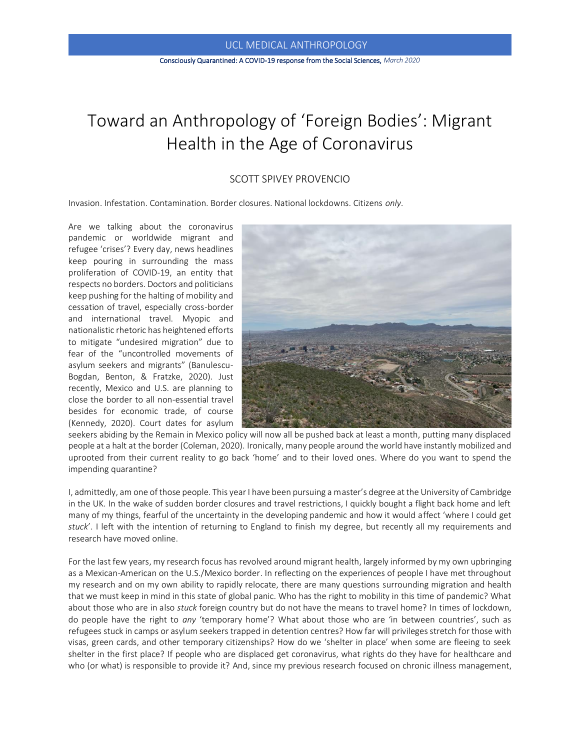UCL MEDICAL ANTHROPOLOGY

Consciously Quarantined: A COVID-19 response from the Social Sciences, *March 2020*

# Toward an Anthropology of 'Foreign Bodies': Migrant Health in the Age of Coronavirus

SCOTT SPIVEY PROVENCIO

Invasion. Infestation. Contamination. Border closures. National lockdowns. Citizens *only*.

Are we talking about the coronavirus pandemic or worldwide migrant and refugee 'crises'? Every day, news headlines keep pouring in surrounding the mass proliferation of COVID-19, an entity that respects no borders. Doctors and politicians keep pushing for the halting of mobility and cessation of travel, especially cross-border and international travel. Myopic and nationalistic rhetoric has heightened efforts to mitigate "undesired migration" due to fear of the "uncontrolled movements of asylum seekers and migrants" (Banulescu-Bogdan, Benton, & Fratzke, 2020). Just recently, Mexico and U.S. are planning to close the border to all non-essential travel besides for economic trade, of course (Kennedy, 2020). Court dates for asylum seekers abiding by the Remain in Mexico policy will now all be pushed back at least a month, putting many displaced people at a halt at the border (Coleman, 2020). Ironically, many people around the world have instantly mobilized and uprooted from their current reality to go back 'home' and to their loved ones. Where do you want to spend the impending quarantine?

I, admittedly, am one of those people. This year I have been pursuing a master's degree at the University of Cambridge in the UK. In the wake of sudden border closures and travel restrictions, I quickly bought a flight back home and left many of my things, fearful of the uncertainty in the developing pandemic and how it would affect 'where I could get *stuck*'. I left with the intention of returning to England to finish my degree, but recently all my requirements and research have moved online.

For the last few years, my research focus has revolved around migrant health, largely informed by my own upbringing as a Mexican-American on the U.S./Mexico border. In reflecting on the experiences of people I have met throughout my research and on my own ability to rapidly relocate, there are many questions surrounding migration and health that we must keep in mind in this state of global panic. Who has the right to mobility in this time of pandemic? What about those who are in also *stuck* foreign country but do not have the means to travel home? In times of lockdown, do people have the right to *any* 'temporary home'? What about those who are 'in between countries', such as refugees stuck in camps or asylum seekers trapped in detention centres? How far will privileges stretch for those with visas, green cards, and other temporary citizenships? How do we 'shelter in place' when some are fleeing to seek shelter in the first place? If people who are displaced get coronavirus, what rights do they have for healthcare and who (or what) is responsible to provide it? And, since my previous research focused on chronic illness management,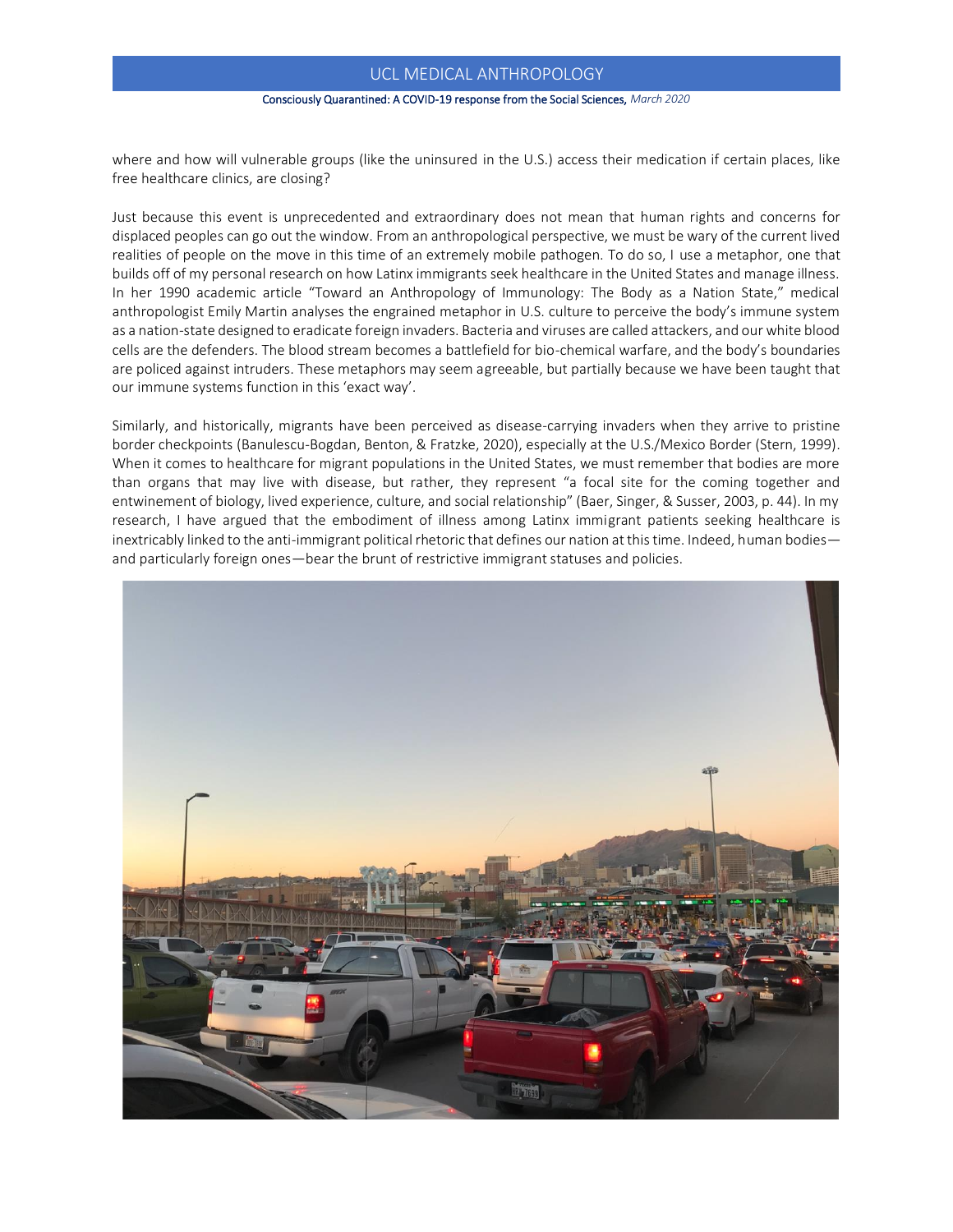where and how will vulnerable groups (like the uninsured in the U.S.) access their medication if certain places, like free healthcare clinics, are closing?

Just because this event is unprecedented and extraordinary does not mean that human rights and concerns for displaced peoples can go out the window. From an anthropological perspective, we must be wary of the current lived realities of people on the move in this time of an extremely mobile pathogen. To do so, I use a metaphor, one that builds off of my personal research on how Latinx immigrants seek healthcare in the United States and manage illness. In her 1990 academic article "Toward an Anthropology of Immunology: The Body as a Nation State," medical anthropologist Emily Martin analyses the engrained metaphor in U.S. culture to perceive the body's immune system as a nation-state designed to eradicate foreign invaders. Bacteria and viruses are called attackers, and our white blood cells are the defenders. The blood stream becomes a battlefield for bio-chemical warfare, and the body's boundaries are policed against intruders. These metaphors may seem agreeable, but partially because we have been taught that our immune systems function in this 'exact way'.

Similarly, and historically, migrants have been perceived as disease-carrying invaders when they arrive to pristine border checkpoints (Banulescu-Bogdan, Benton, & Fratzke, 2020), especially at the U.S./Mexico Border (Stern, 1999). When it comes to healthcare for migrant populations in the United States, we must remember that bodies are more than organs that may live with disease, but rather, they represent "a focal site for the coming together and entwinement of biology, lived experience, culture, and social relationship" (Baer, Singer, & Susser, 2003, p. 44). In my research, I have argued that the embodiment of illness among Latinx immigrant patients seeking healthcare is inextricably linked to the anti-immigrant political rhetoric that defines our nation at this time. Indeed, human bodies—and particularly foreign ones—bear the brunt of restrictive immigrant statuses and policies.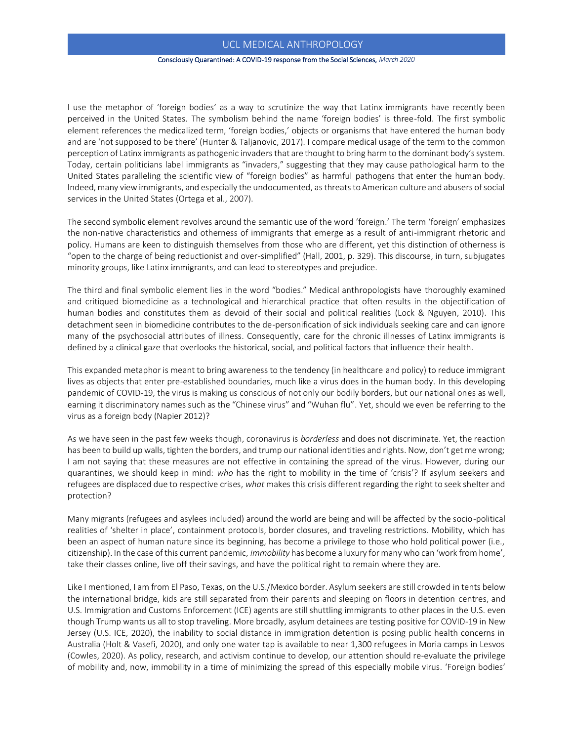I use the metaphor of 'foreign bodies' as a way to scrutinize the way that Latinx immigrants have recently been perceived in the United States. The symbolism behind the name 'foreign bodies' is three-fold. The first symbolic element references the medicalized term, 'foreign bodies,' objects or organisms that have entered the human body and are 'not supposed to be there' (Hunter & Taljanovic, 2017). I compare medical usage of the term to the common perception of Latinx immigrants as pathogenic invaders that are thought to bring harm to the dominant body's system. Today, certain politicians label immigrants as "invaders," suggesting that they may cause pathological harm to the United States paralleling the scientific view of "foreign bodies" as harmful pathogens that enter the human body. Indeed, many view immigrants, and especially the undocumented, as threats to American culture and abusers of social services in the United States (Ortega et al., 2007).

The second symbolic element revolves around the semantic use of the word 'foreign.' The term 'foreign' emphasizes the non-native characteristics and otherness of immigrants that emerge as a result of anti-immigrant rhetoric and policy. Humans are keen to distinguish themselves from those who are different, yet this distinction of otherness is "open to the charge of being reductionist and over-simplified" (Hall, 2001, p. 329). This discourse, in turn, subjugates minority groups, like Latinx immigrants, and can lead to stereotypes and prejudice.

The third and final symbolic element lies in the word "bodies." Medical anthropologists have thoroughly examined and critiqued biomedicine as a technological and hierarchical practice that often results in the objectification of human bodies and constitutes them as devoid of their social and political realities (Lock & Nguyen, 2010). This detachment seen in biomedicine contributes to the de-personification of sick individuals seeking care and can ignore many of the psychosocial attributes of illness. Consequently, care for the chronic illnesses of Latinx immigrants is defined by a clinical gaze that overlooks the historical, social, and political factors that influence their health.

This expanded metaphor is meant to bring awareness to the tendency (in healthcare and policy) to reduce immigrant lives as objects that enter pre-established boundaries, much like a virus does in the human body. In this developing pandemic of COVID-19, the virus is making us conscious of not only our bodily borders, but our national ones as well, earning it discriminatory names such as the "Chinese virus" and "Wuhan flu". Yet, should we even be referring to the virus as a foreign body (Napier 2012)?

As we have seen in the past few weeks though, coronavirus is *borderless* and does not discriminate. Yet, the reaction has been to build up walls, tighten the borders, and trump our national identities and rights. Now, don't get me wrong; I am not saying that these measures are not effective in containing the spread of the virus. However, during our quarantines, we should keep in mind: *who* has the right to mobility in the time of 'crisis'? If asylum seekers and refugees are displaced due to respective crises, *what* makes this crisis different regarding the right to seek shelter and protection?

Many migrants (refugees and asylees included) around the world are being and will be affected by the socio-political realities of 'shelter in place', containment protocols, border closures, and traveling restrictions. Mobility, which has been an aspect of human nature since its beginning, has become a privilege to those who hold political power (i.e., citizenship). In the case of this current pandemic, *immobility* has become a luxury for many who can 'work from home', take their classes online, live off their savings, and have the political right to remain where they are.

Like I mentioned, I am from El Paso, Texas, on the U.S./Mexico border. Asylum seekers are still crowded in tents below the international bridge, kids are still separated from their parents and sleeping on floors in detention centres, and U.S. Immigration and Customs Enforcement (ICE) agents are still shuttling immigrants to other places in the U.S. even though Trump wants us all to stop traveling. More broadly, asylum detainees are testing positive for COVID-19 in New Jersey (U.S. ICE, 2020), the inability to social distance in immigration detention is posing public health concerns in Australia (Holt & Vasefi, 2020), and only one water tap is available to near 1,300 refugees in Moria camps in Lesvos (Cowles, 2020). As policy, research, and activism continue to develop, our attention should re-evaluate the privilege of mobility and, now, immobility in a time of minimizing the spread of this especially mobile virus. 'Foreign bodies'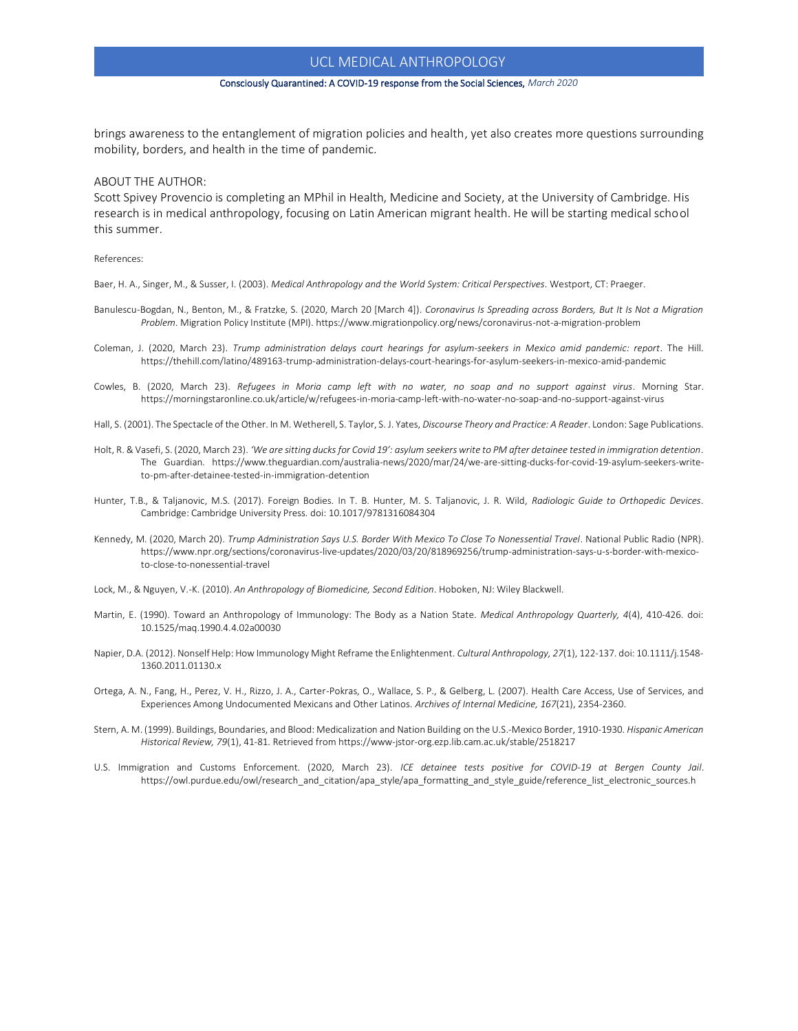brings awareness to the entanglement of migration policies and health, yet also creates more questions surrounding mobility, borders, and health in the time of pandemic.

ABOUT THE AUTHOR:

Scott Spivey Provencio is completing an MPhil in Health, Medicine and Society, at the University of Cambridge. His research is in medical anthropology, focusing on Latin American migrant health. He will be starting medical school this summer.

References:

Baer, H. A., Singer, M., & Susser, I. (2003). *Medical Anthropology and the World System: Critical Perspectives*. Westport, CT: Praeger.

Banulescu-Bogdan, N., Benton, M., & Fratzke, S. (2020, March 20 [March 4]). *Coronavirus Is Spreading across Borders, But It Is Not a Migration Problem*. Migration Policy Institute (MPI). https://www.migrationpolicy.org/news/coronavirus-not-a-migration-problem

Coleman, J. (2020, March 23). *Trump administration delays court hearings for asylum-seekers in Mexico amid pandemic: report*. The Hill. https://thehill.com/latino/489163-trump-administration-delays-court-hearings-for-asylum-seekers-in-mexico-amid-pandemic

Cowles, B. (2020, March 23). *Refugees in Moria camp left with no water, no soap and no support against virus*. Morning Star. https://morningstaronline.co.uk/article/w/refugees-in-moria-camp-left-with-no-water-no-soap-and-no-support-against-virus

Hall, S. (2001). The Spectacle of the Other. In M. Wetherell, S. Taylor, S. J. Yates, *Discourse Theory and Practice: A Reader*. London: Sage Publications.

Holt, R. & Vasefi, S. (2020, March 23). *'We are sitting ducks for Covid 19': asylum seekers write to PM after detainee tested in immigration detention*. The Guardian. https://www.theguardian.com/australia-news/2020/mar/24/we-are-sitting-ducks-for-covid-19-asylum-seekers-write-to-pm-after-detainee-tested-in-immigration-detention

Hunter, T.B., & Taljanovic, M.S. (2017). Foreign Bodies. In T. B. Hunter, M. S. Taljanovic, J. R. Wild, *Radiologic Guide to Orthopedic Devices*. Cambridge: Cambridge University Press. doi: 10.1017/9781316084304

Kennedy, M. (2020, March 20). *Trump Administration Says U.S. Border With Mexico To Close To Nonessential Travel*. National Public Radio (NPR). https://www.npr.org/sections/coronavirus-live-updates/2020/03/20/818969256/trump-administration-says-u-s-border-with-mexico-to-close-to-nonessential-travel

Lock, M., & Nguyen, V.-K. (2010). *An Anthropology of Biomedicine, Second Edition*. Hoboken, NJ: Wiley Blackwell.

Martin, E. (1990). Toward an Anthropology of Immunology: The Body as a Nation State. *Medical Anthropology Quarterly, 4*(4), 410-426. doi: 10.1525/maq.1990.4.4.02a00030

Napier, D.A. (2012). Nonself Help: How Immunology Might Reframe the Enlightenment. *Cultural Anthropology, 27*(1), 122-137. doi: 10.1111/j.1548-1360.2011.01130.x

Ortega, A. N., Fang, H., Perez, V. H., Rizzo, J. A., Carter-Pokras, O., Wallace, S. P., & Gelberg, L. (2007). Health Care Access, Use of Services, and Experiences Among Undocumented Mexicans and Other Latinos. *Archives of Internal Medicine, 167*(21), 2354-2360.

Stern, A. M. (1999). Buildings, Boundaries, and Blood: Medicalization and Nation Building on the U.S.-Mexico Border, 1910-1930. *Hispanic American Historical Review, 79*(1), 41-81. Retrieved from https://www-jstor-org.ezp.lib.cam.ac.uk/stable/2518217

U.S. Immigration and Customs Enforcement. (2020, March 23). *ICE detainee tests positive for COVID-19 at Bergen County Jail*. https://owl.purdue.edu/owl/research_and_citation/apa_style/apa_formatting_and_style_guide/reference_list_electronic_sources.h